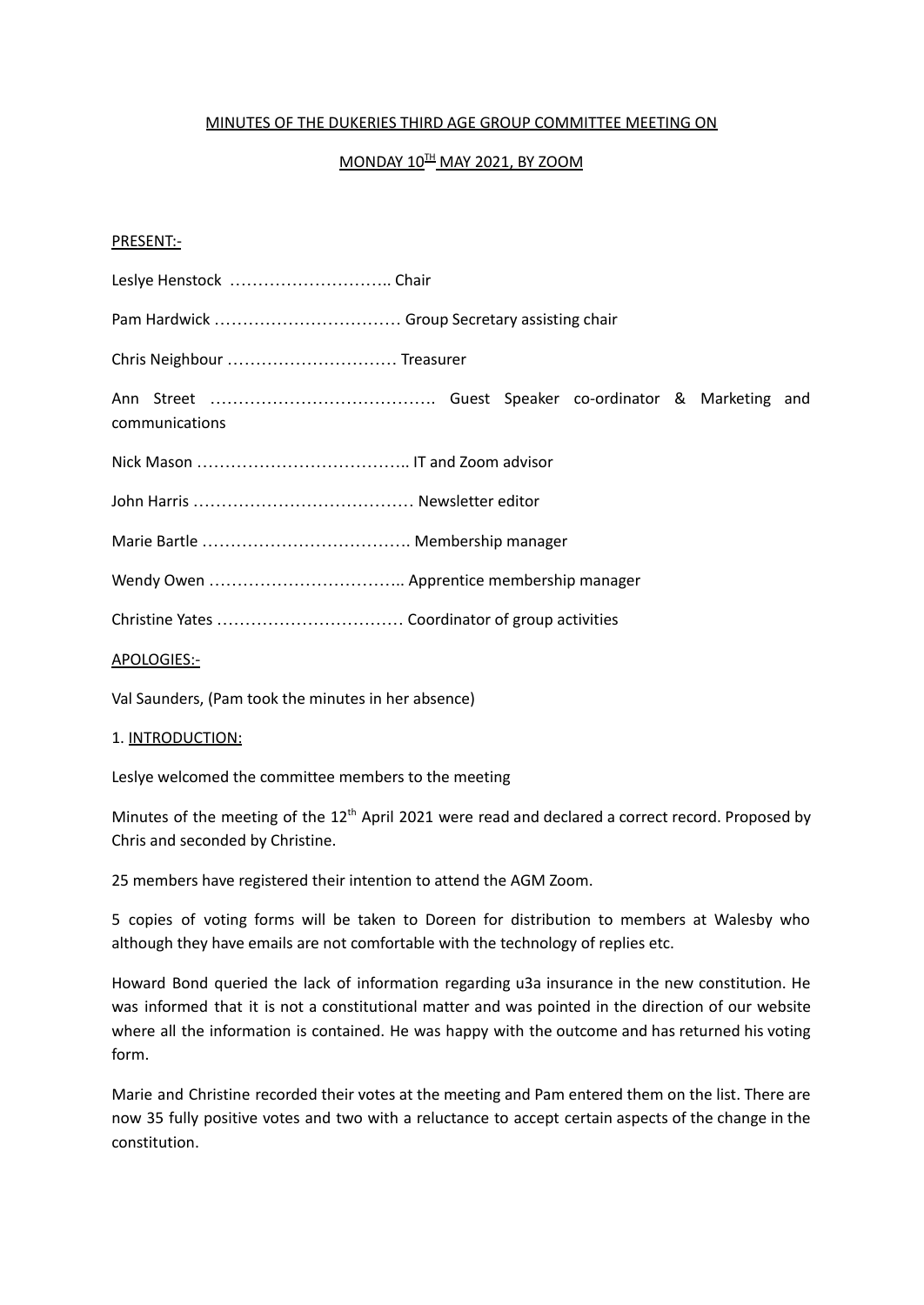MINUTES OF THE DUKERIES THIRD AGE GROUP COMMITTEE MEETING ON

MONDAY 10TH MAY 2021, BY ZOOM

PRESENT:-

Leslye Henstock ……………………….. Chair

Pam Hardwick …………………………… Group Secretary assisting chair

Chris Neighbour ………………………… Treasurer

Ann Street …………………………………. Guest Speaker co-ordinator & Marketing and communications

Nick Mason ……………………………….. IT and Zoom advisor

John Harris ………………………………… Newsletter editor

Marie Bartle ………………………………. Membership manager

Wendy Owen …………………………….. Apprentice membership manager

Christine Yates …………………………… Coordinator of group activities

APOLOGIES:-

Val Saunders, (Pam took the minutes in her absence)

1. INTRODUCTION:

Leslye welcomed the committee members to the meeting

Minutes of the meeting of the 12th April 2021 were read and declared a correct record. Proposed by Chris and seconded by Christine.

25 members have registered their intention to attend the AGM Zoom.

5 copies of voting forms will be taken to Doreen for distribution to members at Walesby who although they have emails are not comfortable with the technology of replies etc.

Howard Bond queried the lack of information regarding u3a insurance in the new constitution. He was informed that it is not a constitutional matter and was pointed in the direction of our website where all the information is contained. He was happy with the outcome and has returned his voting form.

Marie and Christine recorded their votes at the meeting and Pam entered them on the list. There are now 35 fully positive votes and two with a reluctance to accept certain aspects of the change in the constitution.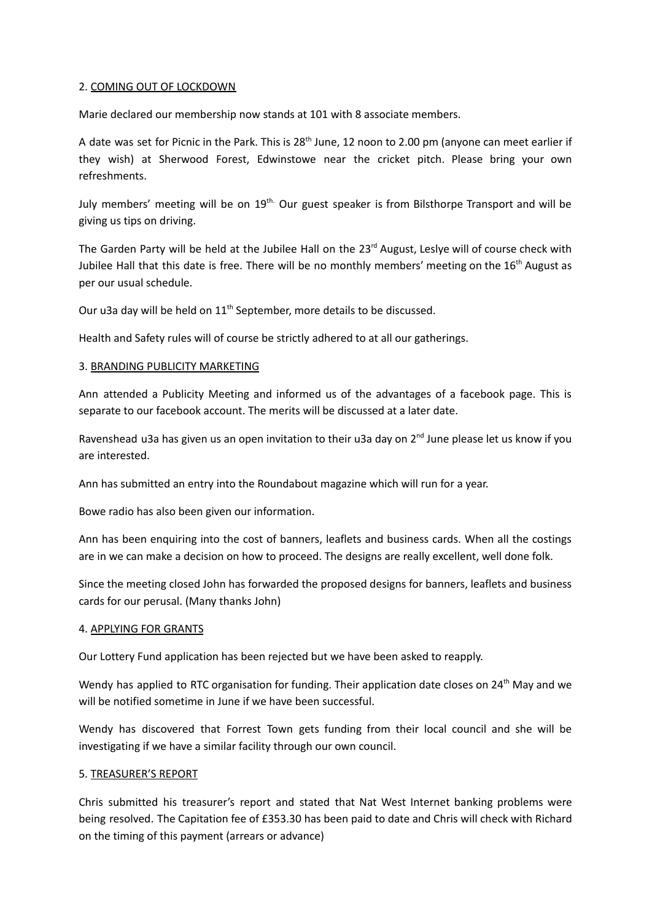## 2. COMING OUT OF LOCKDOWN

Marie declared our membership now stands at 101 with 8 associate members.

A date was set for Picnic in the Park. This is 28th June, 12 noon to 2.00 pm (anyone can meet earlier if they wish) at Sherwood Forest, Edwinstowe near the cricket pitch. Please bring your own refreshments.

July members' meeting will be on 19th. Our guest speaker is from Bilsthorpe Transport and will be giving us tips on driving.

The Garden Party will be held at the Jubilee Hall on the 23rd August, Leslye will of course check with Jubilee Hall that this date is free. There will be no monthly members' meeting on the 16th August as per our usual schedule.

Our u3a day will be held on 11th September, more details to be discussed.

Health and Safety rules will of course be strictly adhered to at all our gatherings.

## 3. BRANDING PUBLICITY MARKETING

Ann attended a Publicity Meeting and informed us of the advantages of a facebook page. This is separate to our facebook account. The merits will be discussed at a later date.

Ravenshead u3a has given us an open invitation to their u3a day on 2nd June please let us know if you are interested.

Ann has submitted an entry into the Roundabout magazine which will run for a year.

Bowe radio has also been given our information.

Ann has been enquiring into the cost of banners, leaflets and business cards. When all the costings are in we can make a decision on how to proceed. The designs are really excellent, well done folk.

Since the meeting closed John has forwarded the proposed designs for banners, leaflets and business cards for our perusal. (Many thanks John)

## 4. APPLYING FOR GRANTS

Our Lottery Fund application has been rejected but we have been asked to reapply.

Wendy has applied to RTC organisation for funding. Their application date closes on 24th May and we will be notified sometime in June if we have been successful.

Wendy has discovered that Forrest Town gets funding from their local council and she will be investigating if we have a similar facility through our own council.

## 5. TREASURER'S REPORT

Chris submitted his treasurer's report and stated that Nat West Internet banking problems were being resolved. The Capitation fee of £353.30 has been paid to date and Chris will check with Richard on the timing of this payment (arrears or advance)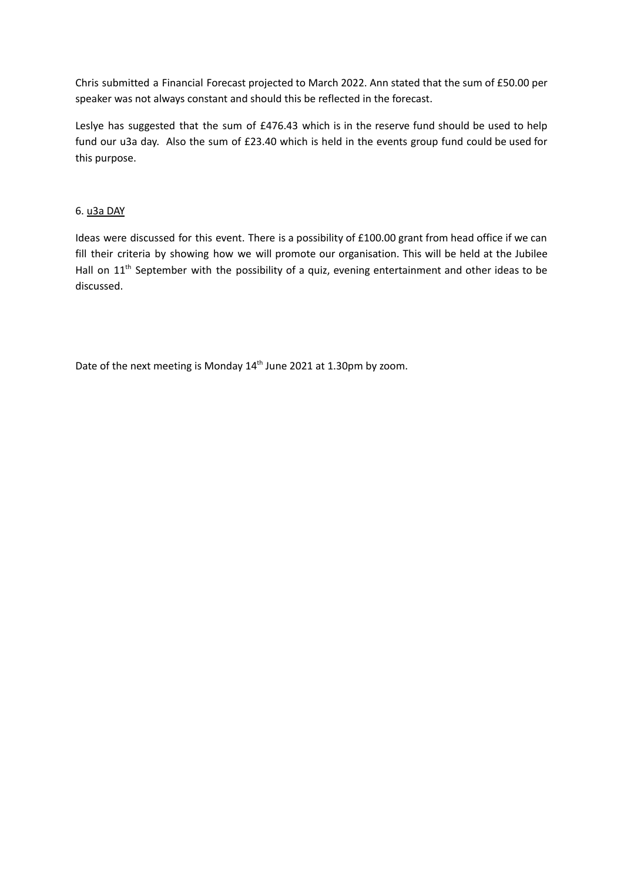Chris submitted a Financial Forecast projected to March 2022. Ann stated that the sum of £50.00 per speaker was not always constant and should this be reflected in the forecast.

Leslye has suggested that the sum of £476.43 which is in the reserve fund should be used to help fund our u3a day. Also the sum of £23.40 which is held in the events group fund could be used for this purpose.

6. u3a DAY

Ideas were discussed for this event. There is a possibility of £100.00 grant from head office if we can fill their criteria by showing how we will promote our organisation. This will be held at the Jubilee Hall on 11th September with the possibility of a quiz, evening entertainment and other ideas to be discussed.

Date of the next meeting is Monday 14th June 2021 at 1.30pm by zoom.